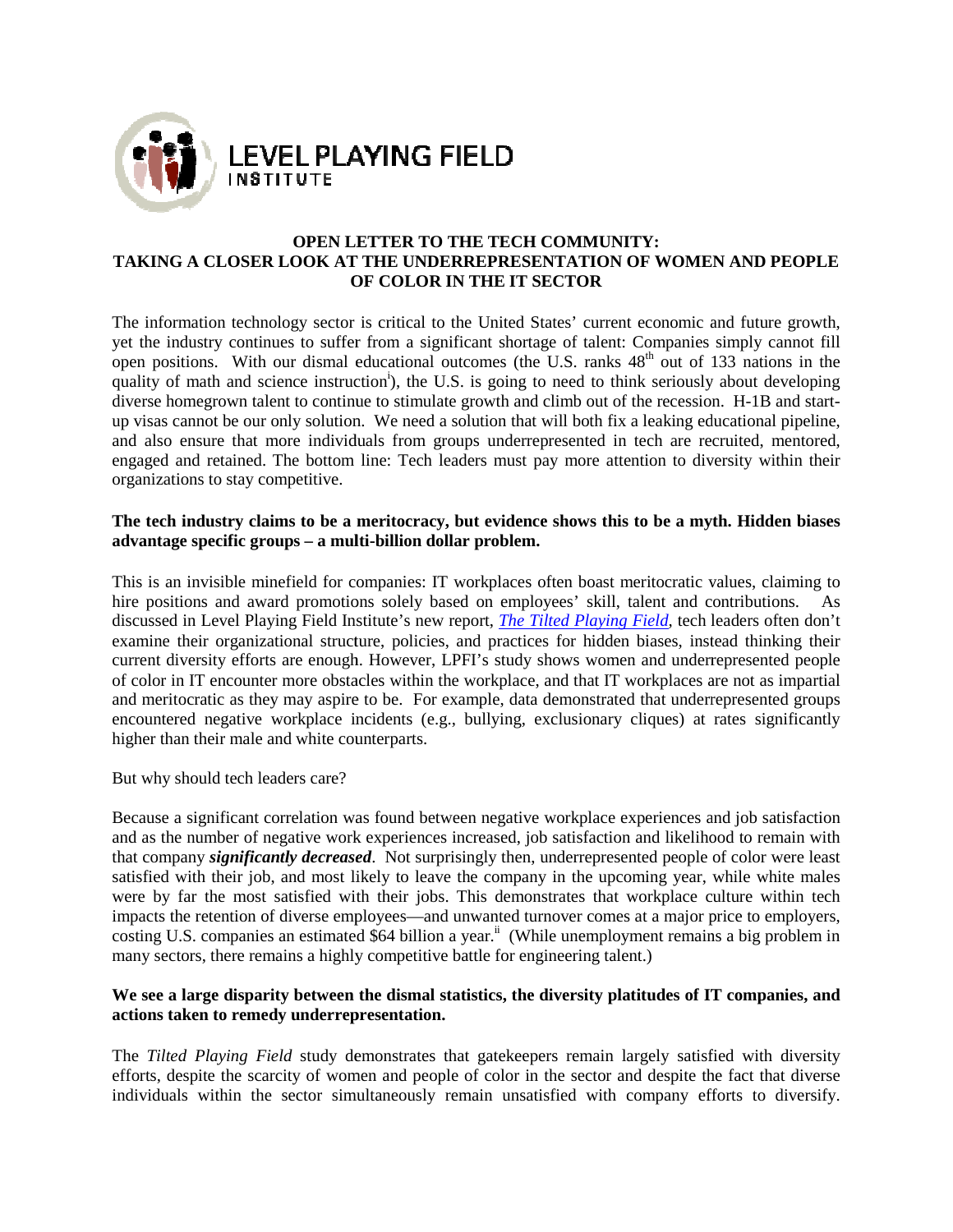LEVEL PLAYING FIELD INSTITUTE

# OPEN LETTER TO THE TECH COMMUNITY: TAKING A CLOSER LOOK AT THE UNDERREPRESENTATION OF WOMEN AND PEOPLE OF COLOR IN THE IT SECTOR

The information technology sector is critical to the United States' current economic and future growth, yet the industry continues to suffer from a significant shortage of talent: Companies simply cannot fill open positions. With our dismal educational outcomes (the U.S. ranks 48th out of 133 nations in the quality of math and science instruction[i]), the U.S. is going to need to think seriously about developing diverse homegrown talent to continue to stimulate growth and climb out of the recession. H-1B and start-up visas cannot be our only solution. We need a solution that will both fix a leaking educational pipeline, and also ensure that more individuals from groups underrepresented in tech are recruited, mentored, engaged and retained. The bottom line: Tech leaders must pay more attention to diversity within their organizations to stay competitive.

**The tech industry claims to be a meritocracy, but evidence shows this to be a myth. Hidden biases advantage specific groups – a multi-billion dollar problem.**

This is an invisible minefield for companies: IT workplaces often boast meritocratic values, claiming to hire positions and award promotions solely based on employees' skill, talent and contributions. As discussed in Level Playing Field Institute's new report, *The Tilted Playing Field*, tech leaders often don't examine their organizational structure, policies, and practices for hidden biases, instead thinking their current diversity efforts are enough. However, LPFI's study shows women and underrepresented people of color in IT encounter more obstacles within the workplace, and that IT workplaces are not as impartial and meritocratic as they may aspire to be. For example, data demonstrated that underrepresented groups encountered negative workplace incidents (e.g., bullying, exclusionary cliques) at rates significantly higher than their male and white counterparts.

But why should tech leaders care?

Because a significant correlation was found between negative workplace experiences and job satisfaction and as the number of negative work experiences increased, job satisfaction and likelihood to remain with that company ***significantly decreased***. Not surprisingly then, underrepresented people of color were least satisfied with their job, and most likely to leave the company in the upcoming year, while white males were by far the most satisfied with their jobs. This demonstrates that workplace culture within tech impacts the retention of diverse employees—and unwanted turnover comes at a major price to employers, costing U.S. companies an estimated $64 billion a year.[ii] (While unemployment remains a big problem in many sectors, there remains a highly competitive battle for engineering talent.)

**We see a large disparity between the dismal statistics, the diversity platitudes of IT companies, and actions taken to remedy underrepresentation.**

The *Tilted Playing Field* study demonstrates that gatekeepers remain largely satisfied with diversity efforts, despite the scarcity of women and people of color in the sector and despite the fact that diverse individuals within the sector simultaneously remain unsatisfied with company efforts to diversify.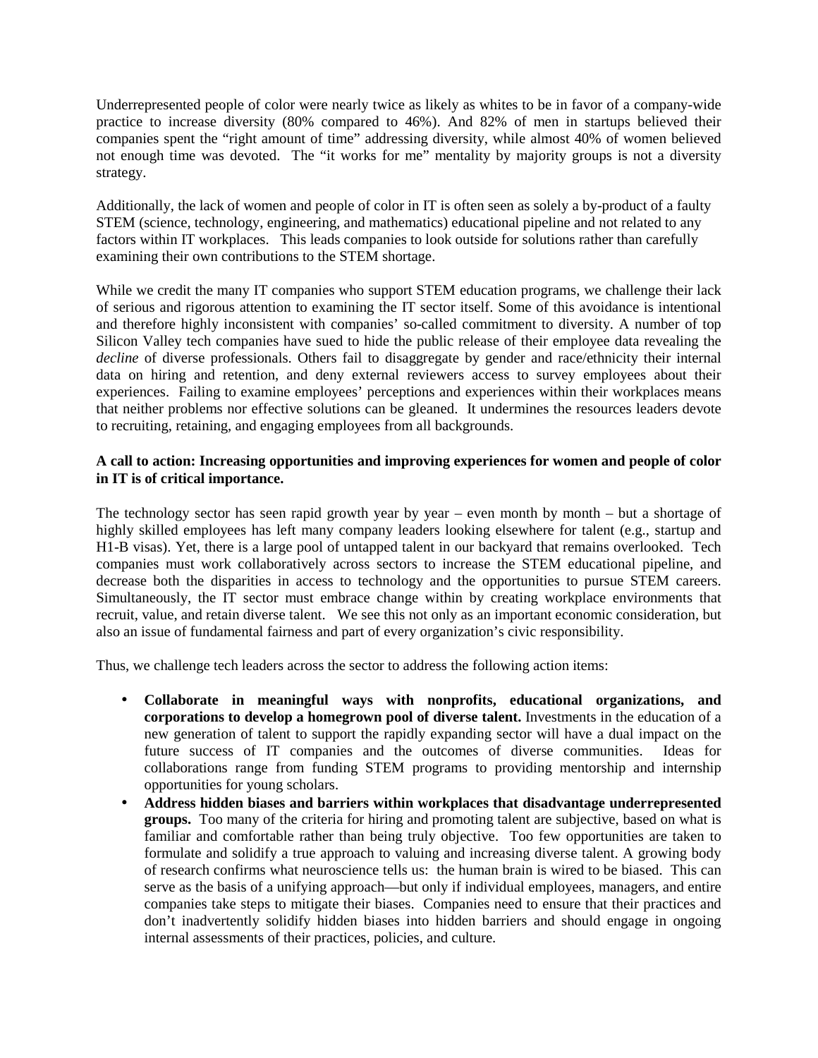Underrepresented people of color were nearly twice as likely as whites to be in favor of a company-wide practice to increase diversity (80% compared to 46%). And 82% of men in startups believed their companies spent the "right amount of time" addressing diversity, while almost 40% of women believed not enough time was devoted. The "it works for me" mentality by majority groups is not a diversity strategy.

Additionally, the lack of women and people of color in IT is often seen as solely a by-product of a faulty STEM (science, technology, engineering, and mathematics) educational pipeline and not related to any factors within IT workplaces. This leads companies to look outside for solutions rather than carefully examining their own contributions to the STEM shortage.

While we credit the many IT companies who support STEM education programs, we challenge their lack of serious and rigorous attention to examining the IT sector itself. Some of this avoidance is intentional and therefore highly inconsistent with companies' so-called commitment to diversity. A number of top Silicon Valley tech companies have sued to hide the public release of their employee data revealing the *decline* of diverse professionals. Others fail to disaggregate by gender and race/ethnicity their internal data on hiring and retention, and deny external reviewers access to survey employees about their experiences. Failing to examine employees' perceptions and experiences within their workplaces means that neither problems nor effective solutions can be gleaned. It undermines the resources leaders devote to recruiting, retaining, and engaging employees from all backgrounds.

**A call to action: Increasing opportunities and improving experiences for women and people of color in IT is of critical importance.**

The technology sector has seen rapid growth year by year – even month by month – but a shortage of highly skilled employees has left many company leaders looking elsewhere for talent (e.g., startup and H1-B visas). Yet, there is a large pool of untapped talent in our backyard that remains overlooked. Tech companies must work collaboratively across sectors to increase the STEM educational pipeline, and decrease both the disparities in access to technology and the opportunities to pursue STEM careers. Simultaneously, the IT sector must embrace change within by creating workplace environments that recruit, value, and retain diverse talent. We see this not only as an important economic consideration, but also an issue of fundamental fairness and part of every organization's civic responsibility.

Thus, we challenge tech leaders across the sector to address the following action items:

- **Collaborate in meaningful ways with nonprofits, educational organizations, and corporations to develop a homegrown pool of diverse talent.** Investments in the education of a new generation of talent to support the rapidly expanding sector will have a dual impact on the future success of IT companies and the outcomes of diverse communities. Ideas for collaborations range from funding STEM programs to providing mentorship and internship opportunities for young scholars.
- **Address hidden biases and barriers within workplaces that disadvantage underrepresented groups.** Too many of the criteria for hiring and promoting talent are subjective, based on what is familiar and comfortable rather than being truly objective. Too few opportunities are taken to formulate and solidify a true approach to valuing and increasing diverse talent. A growing body of research confirms what neuroscience tells us: the human brain is wired to be biased. This can serve as the basis of a unifying approach—but only if individual employees, managers, and entire companies take steps to mitigate their biases. Companies need to ensure that their practices and don't inadvertently solidify hidden biases into hidden barriers and should engage in ongoing internal assessments of their practices, policies, and culture.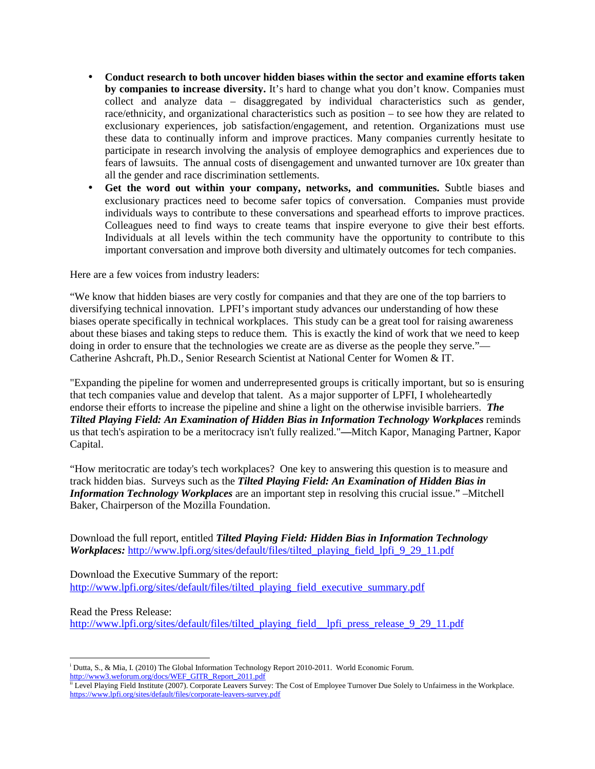- **Conduct research to both uncover hidden biases within the sector and examine efforts taken by companies to increase diversity.** It's hard to change what you don't know. Companies must collect and analyze data – disaggregated by individual characteristics such as gender, race/ethnicity, and organizational characteristics such as position – to see how they are related to exclusionary experiences, job satisfaction/engagement, and retention. Organizations must use these data to continually inform and improve practices. Many companies currently hesitate to participate in research involving the analysis of employee demographics and experiences due to fears of lawsuits. The annual costs of disengagement and unwanted turnover are 10x greater than all the gender and race discrimination settlements.
- **Get the word out within your company, networks, and communities.** Subtle biases and exclusionary practices need to become safer topics of conversation. Companies must provide individuals ways to contribute to these conversations and spearhead efforts to improve practices. Colleagues need to find ways to create teams that inspire everyone to give their best efforts. Individuals at all levels within the tech community have the opportunity to contribute to this important conversation and improve both diversity and ultimately outcomes for tech companies.

Here are a few voices from industry leaders:

"We know that hidden biases are very costly for companies and that they are one of the top barriers to diversifying technical innovation. LPFI's important study advances our understanding of how these biases operate specifically in technical workplaces. This study can be a great tool for raising awareness about these biases and taking steps to reduce them. This is exactly the kind of work that we need to keep doing in order to ensure that the technologies we create are as diverse as the people they serve."— Catherine Ashcraft, Ph.D., Senior Research Scientist at National Center for Women & IT.

"Expanding the pipeline for women and underrepresented groups is critically important, but so is ensuring that tech companies value and develop that talent. As a major supporter of LPFI, I wholeheartedly endorse their efforts to increase the pipeline and shine a light on the otherwise invisible barriers. ***The Tilted Playing Field: An Examination of Hidden Bias in Information Technology Workplaces*** reminds us that tech's aspiration to be a meritocracy isn't fully realized."**—**Mitch Kapor, Managing Partner, Kapor Capital.

"How meritocratic are today's tech workplaces? One key to answering this question is to measure and track hidden bias. Surveys such as the ***Tilted Playing Field: An Examination of Hidden Bias in Information Technology Workplaces*** are an important step in resolving this crucial issue." –Mitchell Baker, Chairperson of the Mozilla Foundation.

Download the full report, entitled ***Tilted Playing Field: Hidden Bias in Information Technology Workplaces:*** http://www.lpfi.org/sites/default/files/tilted_playing_field_lpfi_9_29_11.pdf

Download the Executive Summary of the report:
http://www.lpfi.org/sites/default/files/tilted_playing_field_executive_summary.pdf

Read the Press Release:
http://www.lpfi.org/sites/default/files/tilted_playing_field__lpfi_press_release_9_29_11.pdf

---

[i] Dutta, S., & Mia, I. (2010) The Global Information Technology Report 2010-2011. World Economic Forum. http://www3.weforum.org/docs/WEF_GITR_Report_2011.pdf

[ii] Level Playing Field Institute (2007). Corporate Leavers Survey: The Cost of Employee Turnover Due Solely to Unfairness in the Workplace. https://www.lpfi.org/sites/default/files/corporate-leavers-survey.pdf